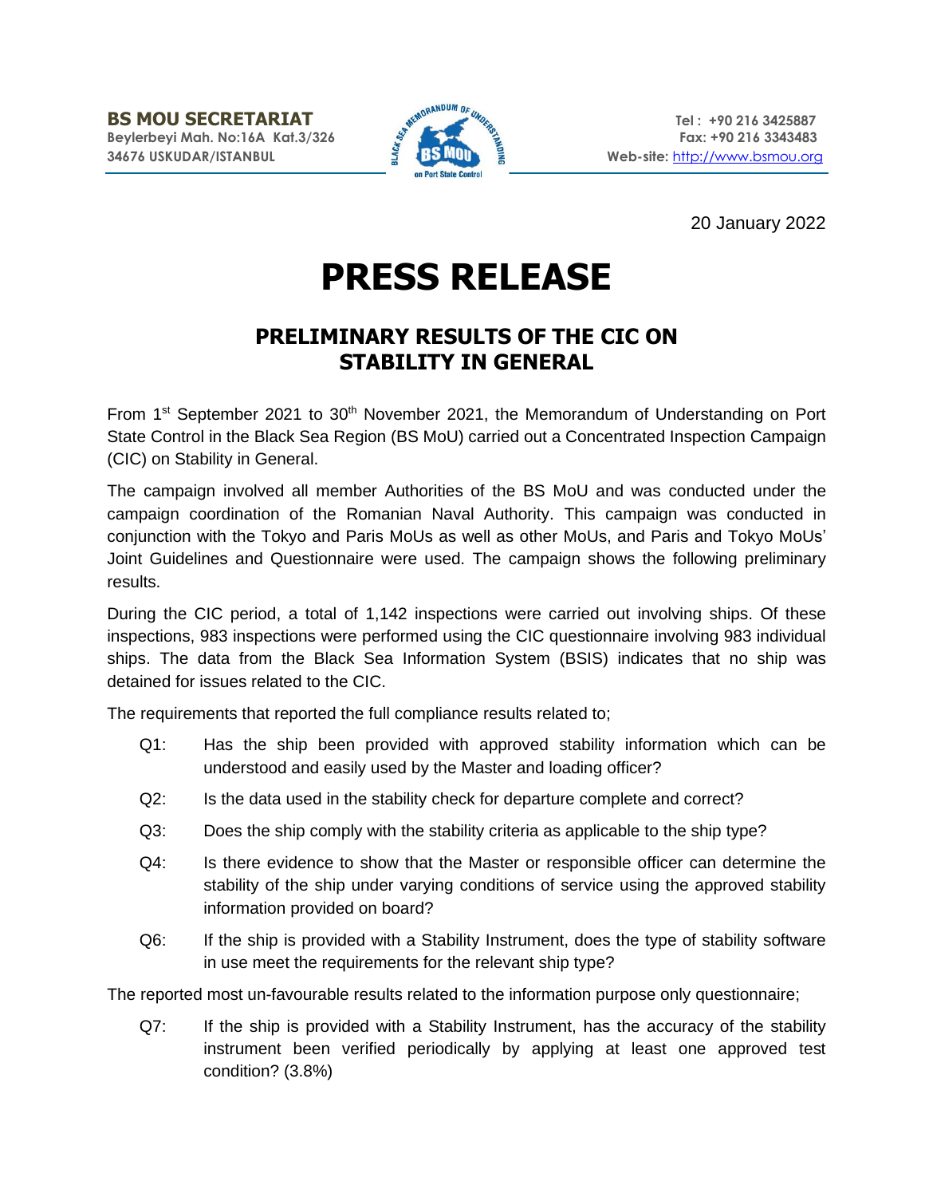**BS MOU SECRETARIAT**
**Beylerbeyi Mah. No:16A Kat.3/326**
**34676 USKUDAR/ISTANBUL**

**Tel : +90 216 3425887**
**Fax: +90 216 3343483**
**Web-site: http://www.bsmou.org**

20 January 2022

# PRESS RELEASE

## PRELIMINARY RESULTS OF THE CIC ON STABILITY IN GENERAL

From 1st September 2021 to 30th November 2021, the Memorandum of Understanding on Port State Control in the Black Sea Region (BS MoU) carried out a Concentrated Inspection Campaign (CIC) on Stability in General.

The campaign involved all member Authorities of the BS MoU and was conducted under the campaign coordination of the Romanian Naval Authority. This campaign was conducted in conjunction with the Tokyo and Paris MoUs as well as other MoUs, and Paris and Tokyo MoUs' Joint Guidelines and Questionnaire were used. The campaign shows the following preliminary results.

During the CIC period, a total of 1,142 inspections were carried out involving ships. Of these inspections, 983 inspections were performed using the CIC questionnaire involving 983 individual ships. The data from the Black Sea Information System (BSIS) indicates that no ship was detained for issues related to the CIC.

The requirements that reported the full compliance results related to;

- Q1: Has the ship been provided with approved stability information which can be understood and easily used by the Master and loading officer?
- Q2: Is the data used in the stability check for departure complete and correct?
- Q3: Does the ship comply with the stability criteria as applicable to the ship type?
- Q4: Is there evidence to show that the Master or responsible officer can determine the stability of the ship under varying conditions of service using the approved stability information provided on board?
- Q6: If the ship is provided with a Stability Instrument, does the type of stability software in use meet the requirements for the relevant ship type?

The reported most un-favourable results related to the information purpose only questionnaire;

- Q7: If the ship is provided with a Stability Instrument, has the accuracy of the stability instrument been verified periodically by applying at least one approved test condition? (3.8%)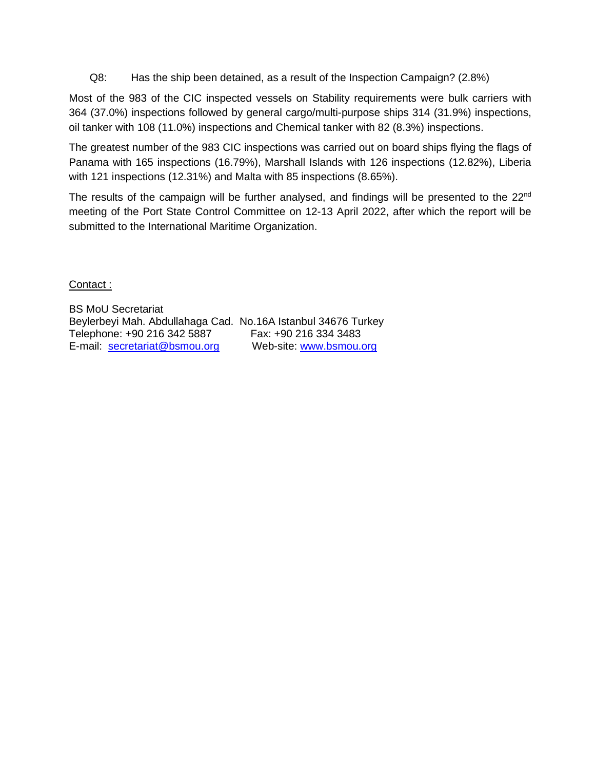Q8: Has the ship been detained, as a result of the Inspection Campaign? (2.8%)

Most of the 983 of the CIC inspected vessels on Stability requirements were bulk carriers with 364 (37.0%) inspections followed by general cargo/multi-purpose ships 314 (31.9%) inspections, oil tanker with 108 (11.0%) inspections and Chemical tanker with 82 (8.3%) inspections.

The greatest number of the 983 CIC inspections was carried out on board ships flying the flags of Panama with 165 inspections (16.79%), Marshall Islands with 126 inspections (12.82%), Liberia with 121 inspections (12.31%) and Malta with 85 inspections (8.65%).

The results of the campaign will be further analysed, and findings will be presented to the 22nd meeting of the Port State Control Committee on 12-13 April 2022, after which the report will be submitted to the International Maritime Organization.

Contact :

BS MoU Secretariat
Beylerbeyi Mah. Abdullahaga Cad. No.16A Istanbul 34676 Turkey
Telephone: +90 216 342 5887 Fax: +90 216 334 3483
E-mail: secretariat@bsmou.org Web-site: www.bsmou.org